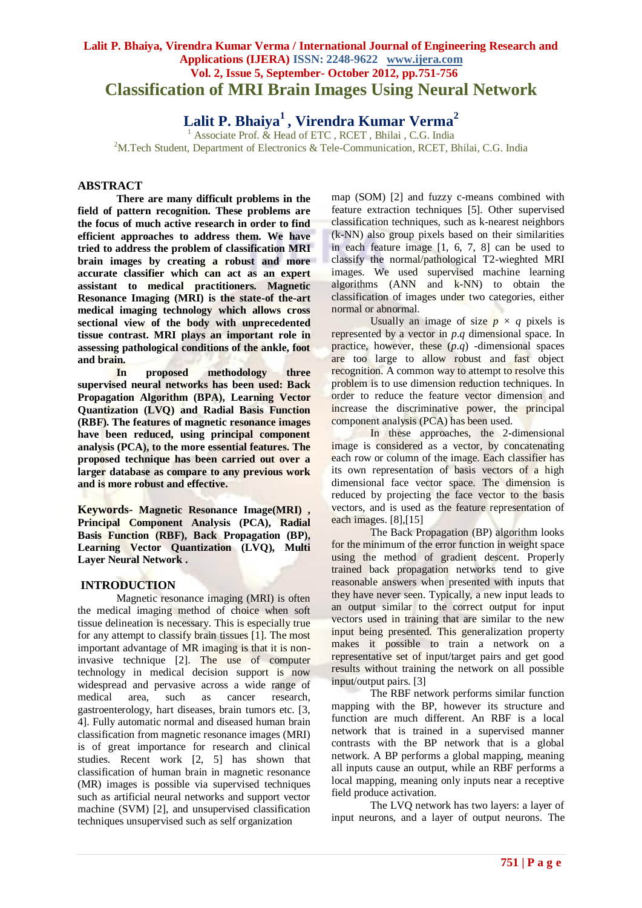# Classification of MRI Brain Images Using Neural Network

**Lalit P. Bhaiya[1] , Virendra Kumar Verma[2]**

[1] Associate Prof. & Head of ETC , RCET , Bhilai , C.G. India

[2]M.Tech Student, Department of Electronics & Tele-Communication, RCET, Bhilai, C.G. India

## ABSTRACT

**There are many difficult problems in the field of pattern recognition. These problems are the focus of much active research in order to find efficient approaches to address them. We have tried to address the problem of classification MRI brain images by creating a robust and more accurate classifier which can act as an expert assistant to medical practitioners. Magnetic Resonance Imaging (MRI) is the state-of the-art medical imaging technology which allows cross sectional view of the body with unprecedented tissue contrast. MRI plays an important role in assessing pathological conditions of the ankle, foot and brain.**

**In proposed methodology three supervised neural networks has been used: Back Propagation Algorithm (BPA), Learning Vector Quantization (LVQ) and Radial Basis Function (RBF). The features of magnetic resonance images have been reduced, using principal component analysis (PCA), to the more essential features. The proposed technique has been carried out over a larger database as compare to any previous work and is more robust and effective.**

**Keywords- Magnetic Resonance Image(MRI) , Principal Component Analysis (PCA), Radial Basis Function (RBF), Back Propagation (BP), Learning Vector Quantization (LVQ), Multi Layer Neural Network .**

## INTRODUCTION

Magnetic resonance imaging (MRI) is often the medical imaging method of choice when soft tissue delineation is necessary. This is especially true for any attempt to classify brain tissues [1]. The most important advantage of MR imaging is that it is non-invasive technique [2]. The use of computer technology in medical decision support is now widespread and pervasive across a wide range of medical area, such as cancer research, gastroenterology, hart diseases, brain tumors etc. [3, 4]. Fully automatic normal and diseased human brain classification from magnetic resonance images (MRI) is of great importance for research and clinical studies. Recent work [2, 5] has shown that classification of human brain in magnetic resonance (MR) images is possible via supervised techniques such as artificial neural networks and support vector machine (SVM) [2], and unsupervised classification techniques unsupervised such as self organization map (SOM) [2] and fuzzy c-means combined with feature extraction techniques [5]. Other supervised classification techniques, such as k-nearest neighbors (k-NN) also group pixels based on their similarities in each feature image [1, 6, 7, 8] can be used to classify the normal/pathological T2-wieghted MRI images. We used supervised machine learning algorithms (ANN and k-NN) to obtain the classification of images under two categories, either normal or abnormal.

Usually an image of size $p \times q$ pixels is represented by a vector in $p.q$ dimensional space. In practice, however, these $(p.q)$ -dimensional spaces are too large to allow robust and fast object recognition. A common way to attempt to resolve this problem is to use dimension reduction techniques. In order to reduce the feature vector dimension and increase the discriminative power, the principal component analysis (PCA) has been used.

In these approaches, the 2-dimensional image is considered as a vector, by concatenating each row or column of the image. Each classifier has its own representation of basis vectors of a high dimensional face vector space. The dimension is reduced by projecting the face vector to the basis vectors, and is used as the feature representation of each images. [8],[15]

The Back Propagation (BP) algorithm looks for the minimum of the error function in weight space using the method of gradient descent. Properly trained back propagation networks tend to give reasonable answers when presented with inputs that they have never seen. Typically, a new input leads to an output similar to the correct output for input vectors used in training that are similar to the new input being presented. This generalization property makes it possible to train a network on a representative set of input/target pairs and get good results without training the network on all possible input/output pairs. [3]

The RBF network performs similar function mapping with the BP, however its structure and function are much different. An RBF is a local network that is trained in a supervised manner contrasts with the BP network that is a global network. A BP performs a global mapping, meaning all inputs cause an output, while an RBF performs a local mapping, meaning only inputs near a receptive field produce activation.

The LVQ network has two layers: a layer of input neurons, and a layer of output neurons. The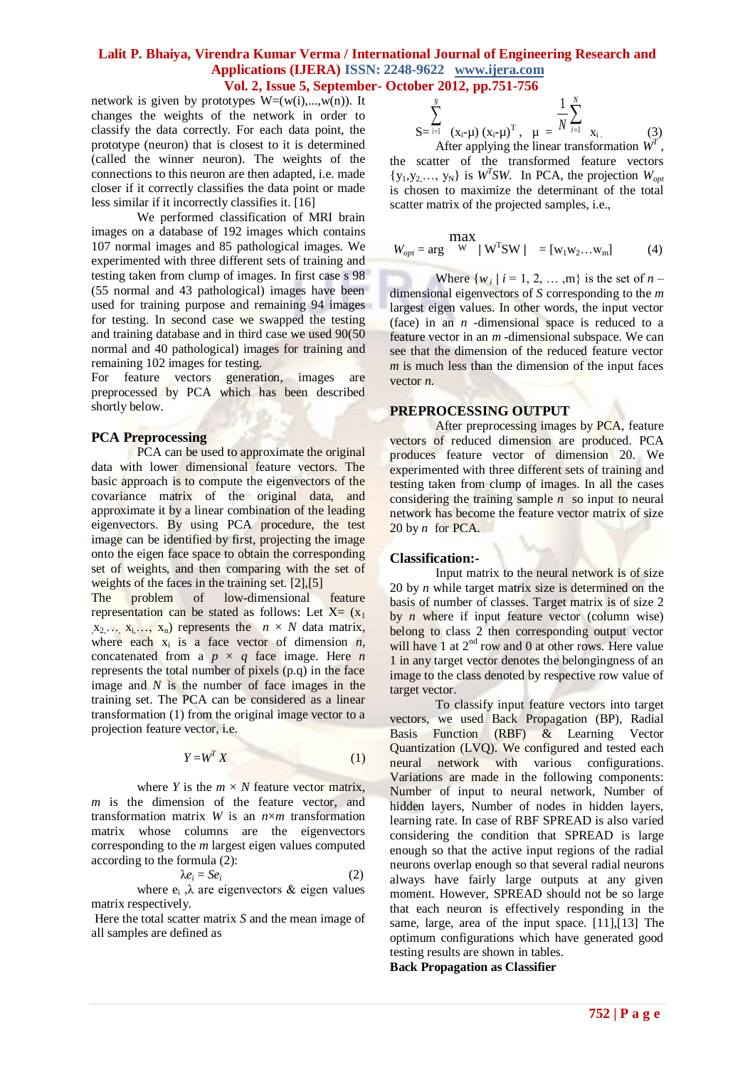network is given by prototypes W=(w(i),...,w(n)). It changes the weights of the network in order to classify the data correctly. For each data point, the prototype (neuron) that is closest to it is determined (called the winner neuron). The weights of the connections to this neuron are then adapted, i.e. made closer if it correctly classifies the data point or made less similar if it incorrectly classifies it. [16]

We performed classification of MRI brain images on a database of 192 images which contains 107 normal images and 85 pathological images. We experimented with three different sets of training and testing taken from clump of images. In first case s 98 (55 normal and 43 pathological) images have been used for training purpose and remaining 94 images for testing. In second case we swapped the testing and training database and in third case we used 90(50 normal and 40 pathological) images for training and remaining 102 images for testing.

For feature vectors generation, images are preprocessed by PCA which has been described shortly below.

## PCA Preprocessing

PCA can be used to approximate the original data with lower dimensional feature vectors. The basic approach is to compute the eigenvectors of the covariance matrix of the original data, and approximate it by a linear combination of the leading eigenvectors. By using PCA procedure, the test image can be identified by first, projecting the image onto the eigen face space to obtain the corresponding set of weights, and then comparing with the set of weights of the faces in the training set. [2],[5]

The problem of low-dimensional feature representation can be stated as follows: Let X= ($x_1$ ,$x_2$,…, $x_i$,…, $x_n$) represents the $n \times N$ data matrix, where each $x_i$ is a face vector of dimension $n$, concatenated from a $p \times q$ face image. Here $n$ represents the total number of pixels (p.q) in the face image and $N$ is the number of face images in the training set. The PCA can be considered as a linear transformation (1) from the original image vector to a projection feature vector, i.e.

$$Y = W^T X \tag{1}$$

where $Y$ is the $m \times N$ feature vector matrix, $m$ is the dimension of the feature vector, and transformation matrix $W$ is an $n{\times}m$ transformation matrix whose columns are the eigenvectors corresponding to the $m$ largest eigen values computed according to the formula (2):

$$\lambda e_i = S e_i \tag{2}$$

where $e_i$ ,$\lambda$ are eigenvectors & eigen values matrix respectively.

Here the total scatter matrix $S$ and the mean image of all samples are defined as

$$S = \sum_{i=1}^{N} (x_i-\mu)(x_i-\mu)^T, \quad \mu = \frac{1}{N}\sum_{i=1}^{N} x_i \tag{3}$$

After applying the linear transformation $W^T$, the scatter of the transformed feature vectors {$y_1$,$y_2$,…, $y_N$} is $W^TSW$. In PCA, the projection $W_{opt}$ is chosen to maximize the determinant of the total scatter matrix of the projected samples, i.e.,

$$W_{opt} = \arg\max_{W} |W^TSW| = [w_1 w_2 \ldots w_m] \tag{4}$$

Where {$w_i$ | $i$ = 1, 2, … ,m} is the set of $n$ –dimensional eigenvectors of $S$ corresponding to the $m$ largest eigen values. In other words, the input vector (face) in an $n$ -dimensional space is reduced to a feature vector in an $m$ -dimensional subspace. We can see that the dimension of the reduced feature vector $m$ is much less than the dimension of the input faces vector $n$.

## PREPROCESSING OUTPUT

After preprocessing images by PCA, feature vectors of reduced dimension are produced. PCA produces feature vector of dimension 20. We experimented with three different sets of training and testing taken from clump of images. In all the cases considering the training sample $n$ so input to neural network has become the feature vector matrix of size 20 by $n$ for PCA.

## Classification:-

Input matrix to the neural network is of size 20 by $n$ while target matrix size is determined on the basis of number of classes. Target matrix is of size 2 by $n$ where if input feature vector (column wise) belong to class 2 then corresponding output vector will have 1 at 2nd row and 0 at other rows. Here value 1 in any target vector denotes the belongingness of an image to the class denoted by respective row value of target vector.

To classify input feature vectors into target vectors, we used Back Propagation (BP), Radial Basis Function (RBF) & Learning Vector Quantization (LVQ). We configured and tested each neural network with various configurations. Variations are made in the following components: Number of input to neural network, Number of hidden layers, Number of nodes in hidden layers, learning rate. In case of RBF SPREAD is also varied considering the condition that SPREAD is large enough so that the active input regions of the radial neurons overlap enough so that several radial neurons always have fairly large outputs at any given moment. However, SPREAD should not be so large that each neuron is effectively responding in the same, large, area of the input space. [11],[13] The optimum configurations which have generated good testing results are shown in tables.

**Back Propagation as Classifier**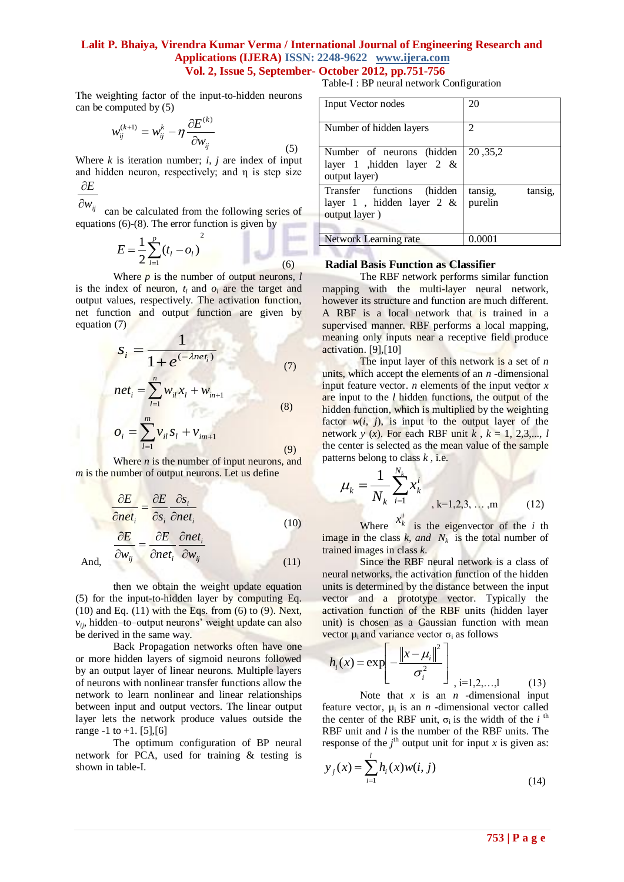The weighting factor of the input-to-hidden neurons can be computed by (5)

$$w_{ij}^{(k+1)} = w_{ij}^{k} - \eta \frac{\partial E^{(k)}}{\partial w_{ij}} \quad (5)$$

Where $k$ is iteration number; $i$, $j$ are index of input and hidden neuron, respectively; and η is step size $\frac{\partial E}{\partial w_{ij}}$ can be calculated from the following series of equations (6)-(8). The error function is given by

$$E = \frac{1}{2}\sum_{l=1}^{p}(t_l - o_l)^2 \quad (6)$$

Where $p$ is the number of output neurons, $l$ is the index of neuron, $t_l$ and $o_l$ are the target and output values, respectively. The activation function, net function and output function are given by equation (7)

$$s_i = \frac{1}{1+e^{(-\lambda net_i)}} \quad (7)$$

$$net_i = \sum_{l=1}^{n} w_{il} x_l + w_{in+1} \quad (8)$$

$$o_i = \sum_{l=1}^{m} v_{il} s_l + v_{im+1} \quad (9)$$

Where $n$ is the number of input neurons, and $m$ is the number of output neurons. Let us define

$$\frac{\partial E}{\partial net_i} = \frac{\partial E}{\partial s_i}\frac{\partial s_i}{\partial net_i} \quad (10)$$

And,

$$\frac{\partial E}{\partial w_{ij}} = \frac{\partial E}{\partial net_i}\frac{\partial net_i}{\partial w_{ij}} \quad (11)$$

then we obtain the weight update equation (5) for the input-to-hidden layer by computing Eq. (10) and Eq. (11) with the Eqs. from (6) to (9). Next, $v_{ij}$, hidden–to–output neurons' weight update can also be derived in the same way.

Back Propagation networks often have one or more hidden layers of sigmoid neurons followed by an output layer of linear neurons. Multiple layers of neurons with nonlinear transfer functions allow the network to learn nonlinear and linear relationships between input and output vectors. The linear output layer lets the network produce values outside the range -1 to +1. [5],[6]

The optimum configuration of BP neural network for PCA, used for training & testing is shown in table-I.

Table-I : BP neural network Configuration

| | |
|---|---|
| Input Vector nodes | 20 |
| Number of hidden layers | 2 |
| Number of neurons (hidden layer 1 ,hidden layer 2 & output layer) | 20 ,35,2 |
| Transfer functions (hidden layer 1 , hidden layer 2 & output layer ) | tansig, tansig, purelin |
| Network Learning rate | 0.0001 |

## Radial Basis Function as Classifier

The RBF network performs similar function mapping with the multi-layer neural network, however its structure and function are much different. A RBF is a local network that is trained in a supervised manner. RBF performs a local mapping, meaning only inputs near a receptive field produce activation. [9],[10]

The input layer of this network is a set of $n$ units, which accept the elements of an $n$ -dimensional input feature vector. $n$ elements of the input vector $x$ are input to the $l$ hidden functions, the output of the hidden function, which is multiplied by the weighting factor $w(i, j)$, is input to the output layer of the network $y(x)$. For each RBF unit $k$ , $k = 1, 2,3,..., l$ the center is selected as the mean value of the sample patterns belong to class $k$ , i.e.

$$\mu_k = \frac{1}{N_k}\sum_{i=1}^{N_k} x_k^i \quad , \text{k=1,2,3, … ,m} \quad (12)$$

Where $x_k^i$ is the eigenvector of the $i$ th image in the class $k$, and $N_k$ is the total number of trained images in class $k$.

Since the RBF neural network is a class of neural networks, the activation function of the hidden units is determined by the distance between the input vector and a prototype vector. Typically the activation function of the RBF units (hidden layer unit) is chosen as a Gaussian function with mean vector $\mu_i$ and variance vector $\sigma_i$ as follows

$$h_i(x) = \exp\left[-\frac{\|x-\mu_i\|^2}{\sigma_i^2}\right] \quad , \text{i=1,2,…,l} \quad (13)$$

Note that $x$ is an $n$ -dimensional input feature vector, $\mu_i$ is an $n$ -dimensional vector called the center of the RBF unit, $\sigma_i$ is the width of the $i$ th RBF unit and $l$ is the number of the RBF units. The response of the $j$th output unit for input $x$ is given as:

$$y_j(x) = \sum_{i=1}^{l} h_i(x) w(i, j) \quad (14)$$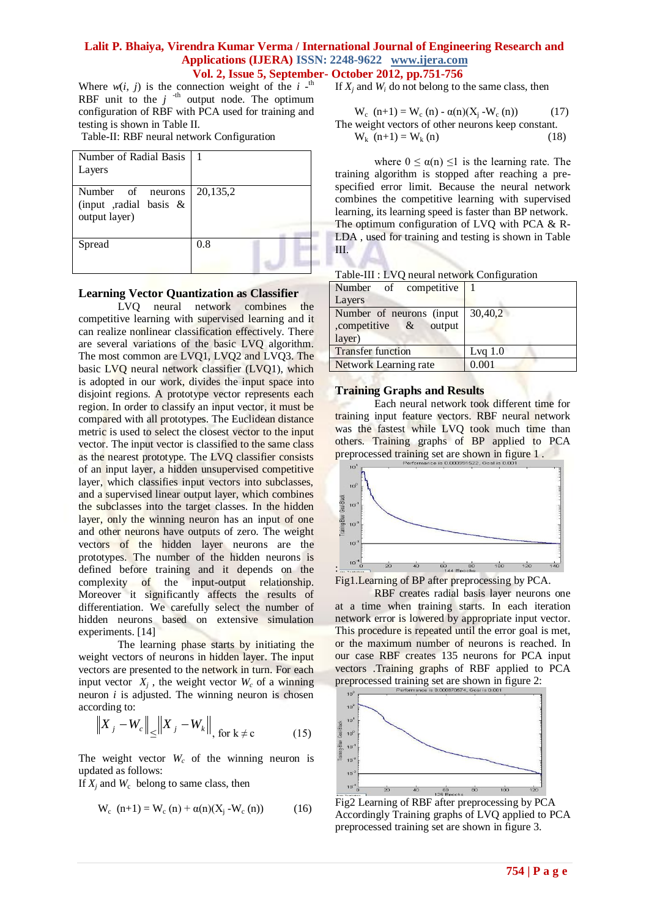Where $w(i, j)$ is the connection weight of the $i$ -th RBF unit to the $j$ -th output node. The optimum configuration of RBF with PCA used for training and testing is shown in Table II.

Table-II: RBF neural network Configuration

| Number of Radial Basis Layers | 1 |
|---|---|
| Number of neurons (input ,radial basis & output layer) | 20,135,2 |
| Spread | 0.8 |

### Learning Vector Quantization as Classifier

LVQ neural network combines the competitive learning with supervised learning and it can realize nonlinear classification effectively. There are several variations of the basic LVQ algorithm. The most common are LVQ1, LVQ2 and LVQ3. The basic LVQ neural network classifier (LVQ1), which is adopted in our work, divides the input space into disjoint regions. A prototype vector represents each region. In order to classify an input vector, it must be compared with all prototypes. The Euclidean distance metric is used to select the closest vector to the input vector. The input vector is classified to the same class as the nearest prototype. The LVQ classifier consists of an input layer, a hidden unsupervised competitive layer, which classifies input vectors into subclasses, and a supervised linear output layer, which combines the subclasses into the target classes. In the hidden layer, only the winning neuron has an input of one and other neurons have outputs of zero. The weight vectors of the hidden layer neurons are the prototypes. The number of the hidden neurons is defined before training and it depends on the complexity of the input-output relationship. Moreover it significantly affects the results of differentiation. We carefully select the number of hidden neurons based on extensive simulation experiments. [14]

The learning phase starts by initiating the weight vectors of neurons in hidden layer. The input vectors are presented to the network in turn. For each input vector $X_j$ , the weight vector $W_c$ of a winning neuron $i$ is adjusted. The winning neuron is chosen according to:

$$\left\|X_j - W_c\right\| \leq \left\|X_j - W_k\right\|, \text{ for } k \neq c \qquad (15)$$

The weight vector $W_c$ of the winning neuron is updated as follows:

If $X_j$ and $W_c$ belong to same class, then

$$W_c(n+1) = W_c(n) + \alpha(n)(X_j - W_c(n)) \qquad (16)$$

If $X_j$ and $W_i$ do not belong to the same class, then

$$W_c(n+1) = W_c(n) - \alpha(n)(X_j - W_c(n)) \qquad (17)$$

The weight vectors of other neurons keep constant.

$$W_k(n+1) = W_k(n) \qquad (18)$$

where $0 \leq \alpha(n) \leq 1$ is the learning rate. The training algorithm is stopped after reaching a pre-specified error limit. Because the neural network combines the competitive learning with supervised learning, its learning speed is faster than BP network. The optimum configuration of LVQ with PCA & R-LDA , used for training and testing is shown in Table III.

Table-III : LVQ neural network Configuration

| Number of competitive Layers | 1 |
|---|---|
| Number of neurons (input ,competitive & output layer) | 30,40,2 |
| Transfer function | Lvq 1.0 |
| Network Learning rate | 0.001 |

### Training Graphs and Results

Each neural network took different time for training input feature vectors. RBF neural network was the fastest while LVQ took much time than others. Training graphs of BP applied to PCA preprocessed training set are shown in figure 1 .

Fig1.Learning of BP after preprocessing by PCA.

RBF creates radial basis layer neurons one at a time when training starts. In each iteration network error is lowered by appropriate input vector. This procedure is repeated until the error goal is met, or the maximum number of neurons is reached. In our case RBF creates 135 neurons for PCA input vectors .Training graphs of RBF applied to PCA preprocessed training set are shown in figure 2:

Fig2 Learning of RBF after preprocessing by PCA

Accordingly Training graphs of LVQ applied to PCA preprocessed training set are shown in figure 3.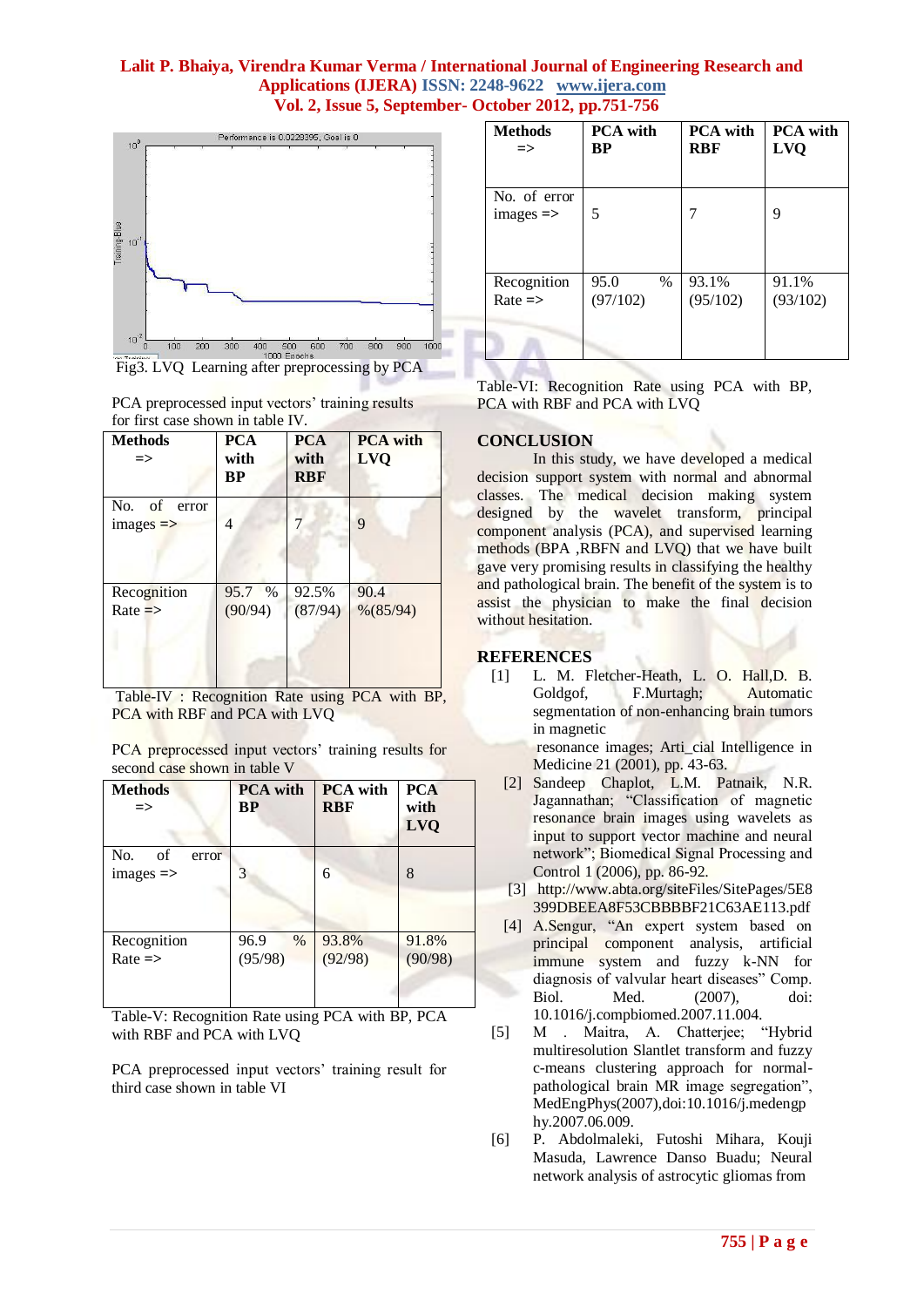Fig3. LVQ Learning after preprocessing by PCA

PCA preprocessed input vectors' training results for first case shown in table IV.

| Methods => | PCA with BP | PCA with RBF | PCA with LVQ |
|---|---|---|---|
| No. of error images => | 4 | 7 | 9 |
| Recognition Rate => | 95.7 % (90/94) | 92.5% (87/94) | 90.4 %(85/94) |

Table-IV : Recognition Rate using PCA with BP, PCA with RBF and PCA with LVQ

PCA preprocessed input vectors' training results for second case shown in table V

| Methods => | PCA with BP | PCA with RBF | PCA with LVQ |
|---|---|---|---|
| No. of error images => | 3 | 6 | 8 |
| Recognition Rate => | 96.9 % (95/98) | 93.8% (92/98) | 91.8% (90/98) |

Table-V: Recognition Rate using PCA with BP, PCA with RBF and PCA with LVQ

PCA preprocessed input vectors' training result for third case shown in table VI

| Methods => | PCA with BP | PCA with RBF | PCA with LVQ |
|---|---|---|---|
| No. of error images => | 5 | 7 | 9 |
| Recognition Rate => | 95.0 % (97/102) | 93.1% (95/102) | 91.1% (93/102) |

Table-VI: Recognition Rate using PCA with BP, PCA with RBF and PCA with LVQ

## CONCLUSION

In this study, we have developed a medical decision support system with normal and abnormal classes. The medical decision making system designed by the wavelet transform, principal component analysis (PCA), and supervised learning methods (BPA ,RBFN and LVQ) that we have built gave very promising results in classifying the healthy and pathological brain. The benefit of the system is to assist the physician to make the final decision without hesitation.

## REFERENCES

[1] L. M. Fletcher-Heath, L. O. Hall,D. B. Goldgof, F.Murtagh; Automatic segmentation of non-enhancing brain tumors in magnetic resonance images; Arti_cial Intelligence in Medicine 21 (2001), pp. 43-63.

[2] Sandeep Chaplot, L.M. Patnaik, N.R. Jagannathan; "Classification of magnetic resonance brain images using wavelets as input to support vector machine and neural network"; Biomedical Signal Processing and Control 1 (2006), pp. 86-92.

[3] http://www.abta.org/siteFiles/SitePages/5E8399DBEEA8F53CBBBBF21C63AE113.pdf

[4] A.Sengur, "An expert system based on principal component analysis, artificial immune system and fuzzy k-NN for diagnosis of valvular heart diseases" Comp. Biol. Med. (2007), doi: 10.1016/j.compbiomed.2007.11.004.

[5] M . Maitra, A. Chatterjee; "Hybrid multiresolution Slantlet transform and fuzzy c-means clustering approach for normal-pathological brain MR image segregation", MedEngPhys(2007),doi:10.1016/j.medengphy.2007.06.009.

[6] P. Abdolmaleki, Futoshi Mihara, Kouji Masuda, Lawrence Danso Buadu; Neural network analysis of astrocytic gliomas from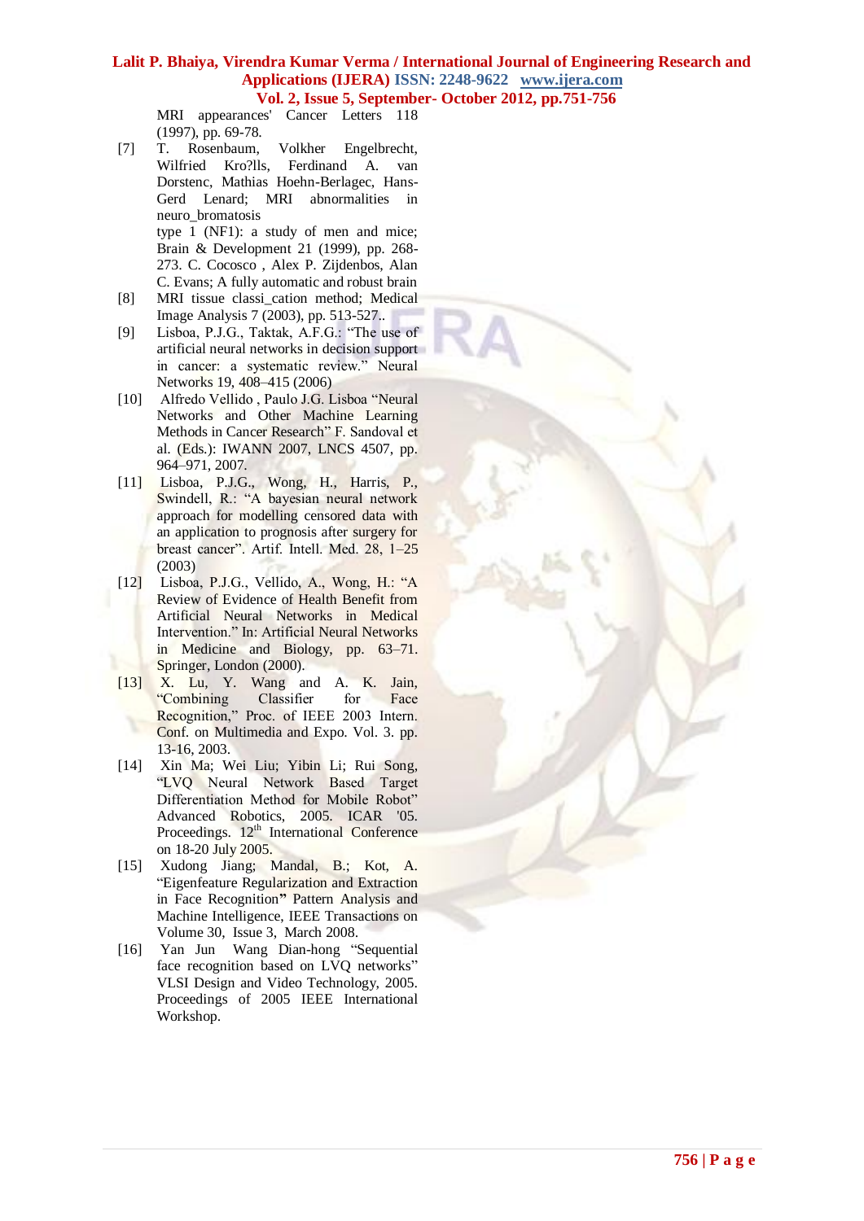MRI appearances' Cancer Letters 118 (1997), pp. 69-78.

[7] T. Rosenbaum, Volkher Engelbrecht, Wilfried Kro?lls, Ferdinand A. van Dorstenc, Mathias Hoehn-Berlagec, Hans-Gerd Lenard; MRI abnormalities in neuro_bromatosis type 1 (NF1): a study of men and mice; Brain & Development 21 (1999), pp. 268-273. C. Cocosco , Alex P. Zijdenbos, Alan C. Evans; A fully automatic and robust brain

[8] MRI tissue classi_cation method; Medical Image Analysis 7 (2003), pp. 513-527..

[9] Lisboa, P.J.G., Taktak, A.F.G.: "The use of artificial neural networks in decision support in cancer: a systematic review." Neural Networks 19, 408–415 (2006)

[10] Alfredo Vellido , Paulo J.G. Lisboa "Neural Networks and Other Machine Learning Methods in Cancer Research" F. Sandoval et al. (Eds.): IWANN 2007, LNCS 4507, pp. 964–971, 2007.

[11] Lisboa, P.J.G., Wong, H., Harris, P., Swindell, R.: "A bayesian neural network approach for modelling censored data with an application to prognosis after surgery for breast cancer". Artif. Intell. Med. 28, 1–25 (2003)

[12] Lisboa, P.J.G., Vellido, A., Wong, H.: "A Review of Evidence of Health Benefit from Artificial Neural Networks in Medical Intervention." In: Artificial Neural Networks in Medicine and Biology, pp. 63–71. Springer, London (2000).

[13] X. Lu, Y. Wang and A. K. Jain, "Combining Classifier for Face Recognition," Proc. of IEEE 2003 Intern. Conf. on Multimedia and Expo. Vol. 3. pp. 13-16, 2003.

[14] Xin Ma; Wei Liu; Yibin Li; Rui Song, "LVQ Neural Network Based Target Differentiation Method for Mobile Robot" Advanced Robotics, 2005. ICAR '05. Proceedings. 12th International Conference on 18-20 July 2005.

[15] Xudong Jiang; Mandal, B.; Kot, A. "Eigenfeature Regularization and Extraction in Face Recognition" Pattern Analysis and Machine Intelligence, IEEE Transactions on Volume 30, Issue 3, March 2008.

[16] Yan Jun Wang Dian-hong "Sequential face recognition based on LVQ networks" VLSI Design and Video Technology, 2005. Proceedings of 2005 IEEE International Workshop.